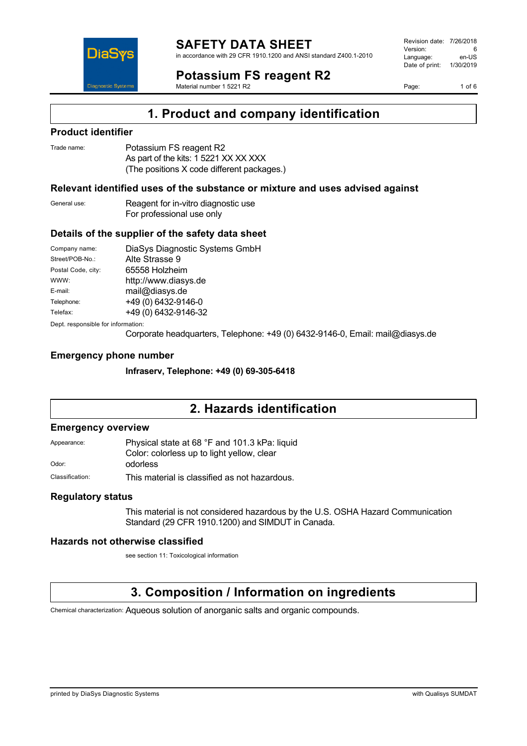# SAFETY DATA SHEET

in accordance with 29 CFR 1910.1200 and ANSI standard Z400.1-2010

Revision date: 7/26/2018
Version: 6
Language: en-US
Date of print: 1/30/2019

## Potassium FS reagent R2

Material number 1 5221 R2

## 1. Product and company identification

### Product identifier

Trade name: Potassium FS reagent R2
As part of the kits: 1 5221 XX XX XXX
(The positions X code different packages.)

### Relevant identified uses of the substance or mixture and uses advised against

General use: Reagent for in-vitro diagnostic use
For professional use only

### Details of the supplier of the safety data sheet

| | |
|---|---|
| Company name: | DiaSys Diagnostic Systems GmbH |
| Street/POB-No.: | Alte Strasse 9 |
| Postal Code, city: | 65558 Holzheim |
| WWW: | http://www.diasys.de |
| E-mail: | mail@diasys.de |
| Telephone: | +49 (0) 6432-9146-0 |
| Telefax: | +49 (0) 6432-9146-32 |

Dept. responsible for information:
Corporate headquarters, Telephone: +49 (0) 6432-9146-0, Email: mail@diasys.de

### Emergency phone number

**Infraserv, Telephone: +49 (0) 69-305-6418**

## 2. Hazards identification

### Emergency overview

Appearance: Physical state at 68 °F and 101.3 kPa: liquid
Color: colorless up to light yellow, clear

Odor: odorless

Classification: This material is classified as not hazardous.

### Regulatory status

This material is not considered hazardous by the U.S. OSHA Hazard Communication Standard (29 CFR 1910.1200) and SIMDUT in Canada.

### Hazards not otherwise classified

see section 11: Toxicological information

## 3. Composition / Information on ingredients

Chemical characterization: Aqueous solution of anorganic salts and organic compounds.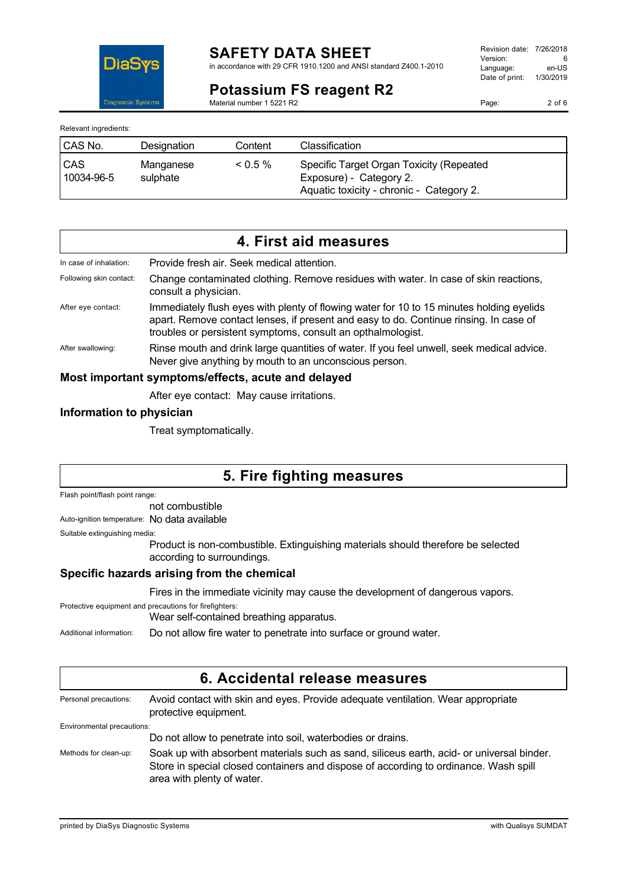Relevant ingredients:

| CAS No. | Designation | Content | Classification |
|---|---|---|---|
| CAS 10034-96-5 | Manganese sulphate | < 0.5 % | Specific Target Organ Toxicity (Repeated Exposure) - Category 2. Aquatic toxicity - chronic - Category 2. |

## 4. First aid measures

In case of inhalation: Provide fresh air. Seek medical attention.

Following skin contact: Change contaminated clothing. Remove residues with water. In case of skin reactions, consult a physician.

After eye contact: Immediately flush eyes with plenty of flowing water for 10 to 15 minutes holding eyelids apart. Remove contact lenses, if present and easy to do. Continue rinsing. In case of troubles or persistent symptoms, consult an opthalmologist.

After swallowing: Rinse mouth and drink large quantities of water. If you feel unwell, seek medical advice. Never give anything by mouth to an unconscious person.

### Most important symptoms/effects, acute and delayed

After eye contact: May cause irritations.

### Information to physician

Treat symptomatically.

## 5. Fire fighting measures

Flash point/flash point range:
not combustible

Auto-ignition temperature: No data available

Suitable extinguishing media:
Product is non-combustible. Extinguishing materials should therefore be selected according to surroundings.

### Specific hazards arising from the chemical

Fires in the immediate vicinity may cause the development of dangerous vapors.

Protective equipment and precautions for firefighters:
Wear self-contained breathing apparatus.

Additional information: Do not allow fire water to penetrate into surface or ground water.

## 6. Accidental release measures

Personal precautions: Avoid contact with skin and eyes. Provide adequate ventilation. Wear appropriate protective equipment.

Environmental precautions:
Do not allow to penetrate into soil, waterbodies or drains.

Methods for clean-up: Soak up with absorbent materials such as sand, siliceus earth, acid- or universal binder. Store in special closed containers and dispose of according to ordinance. Wash spill area with plenty of water.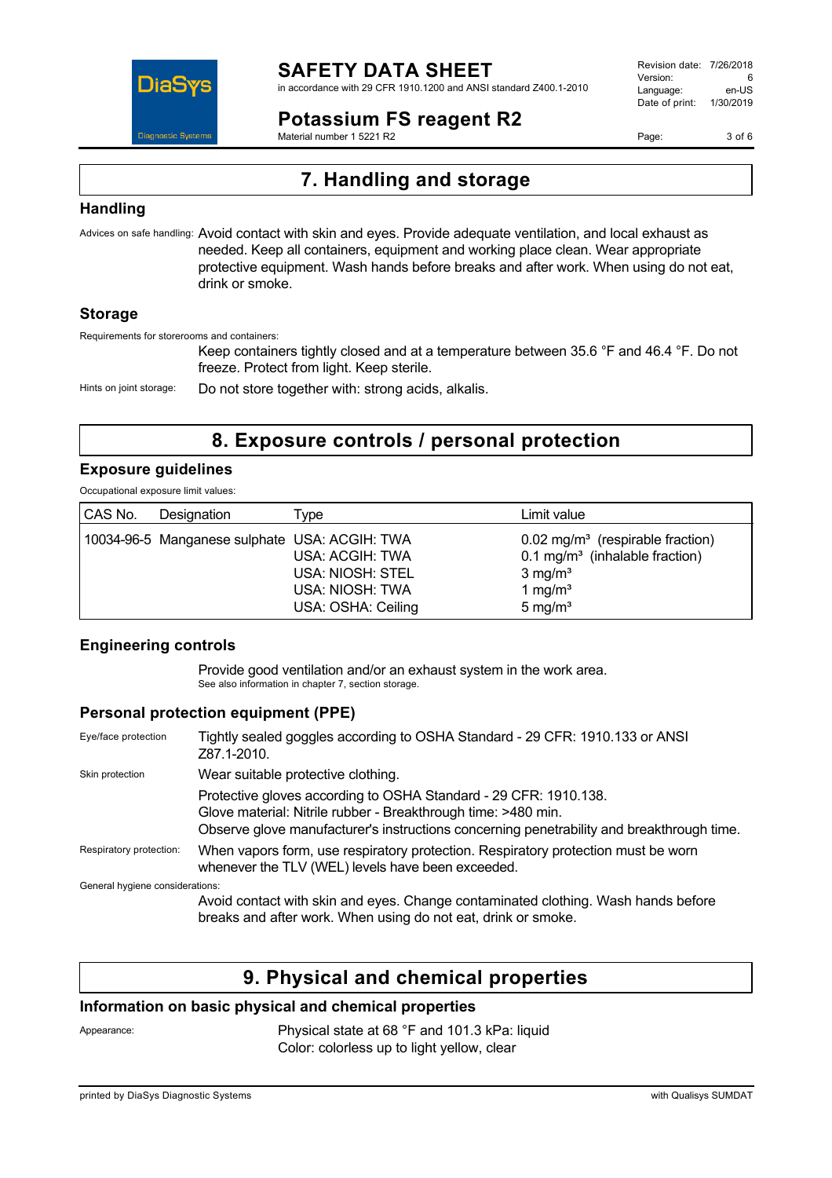# 7. Handling and storage

## Handling

Advices on safe handling: Avoid contact with skin and eyes. Provide adequate ventilation, and local exhaust as needed. Keep all containers, equipment and working place clean. Wear appropriate protective equipment. Wash hands before breaks and after work. When using do not eat, drink or smoke.

## Storage

Requirements for storerooms and containers:

Keep containers tightly closed and at a temperature between 35.6 °F and 46.4 °F. Do not freeze. Protect from light. Keep sterile.

Hints on joint storage: Do not store together with: strong acids, alkalis.

# 8. Exposure controls / personal protection

## Exposure guidelines

Occupational exposure limit values:

| CAS No. | Designation | Type | Limit value |
|---|---|---|---|
| 10034-96-5 | Manganese sulphate | USA: ACGIH: TWA | 0.02 mg/m³ (respirable fraction) |
| | | USA: ACGIH: TWA | 0.1 mg/m³ (inhalable fraction) |
| | | USA: NIOSH: STEL | 3 mg/m³ |
| | | USA: NIOSH: TWA | 1 mg/m³ |
| | | USA: OSHA: Ceiling | 5 mg/m³ |

## Engineering controls

Provide good ventilation and/or an exhaust system in the work area.
See also information in chapter 7, section storage.

## Personal protection equipment (PPE)

Eye/face protection: Tightly sealed goggles according to OSHA Standard - 29 CFR: 1910.133 or ANSI Z87.1-2010.

Skin protection: Wear suitable protective clothing.

Protective gloves according to OSHA Standard - 29 CFR: 1910.138.
Glove material: Nitrile rubber - Breakthrough time: >480 min.
Observe glove manufacturer's instructions concerning penetrability and breakthrough time.

Respiratory protection: When vapors form, use respiratory protection. Respiratory protection must be worn whenever the TLV (WEL) levels have been exceeded.

General hygiene considerations:

Avoid contact with skin and eyes. Change contaminated clothing. Wash hands before breaks and after work. When using do not eat, drink or smoke.

# 9. Physical and chemical properties

## Information on basic physical and chemical properties

Appearance: Physical state at 68 °F and 101.3 kPa: liquid
Color: colorless up to light yellow, clear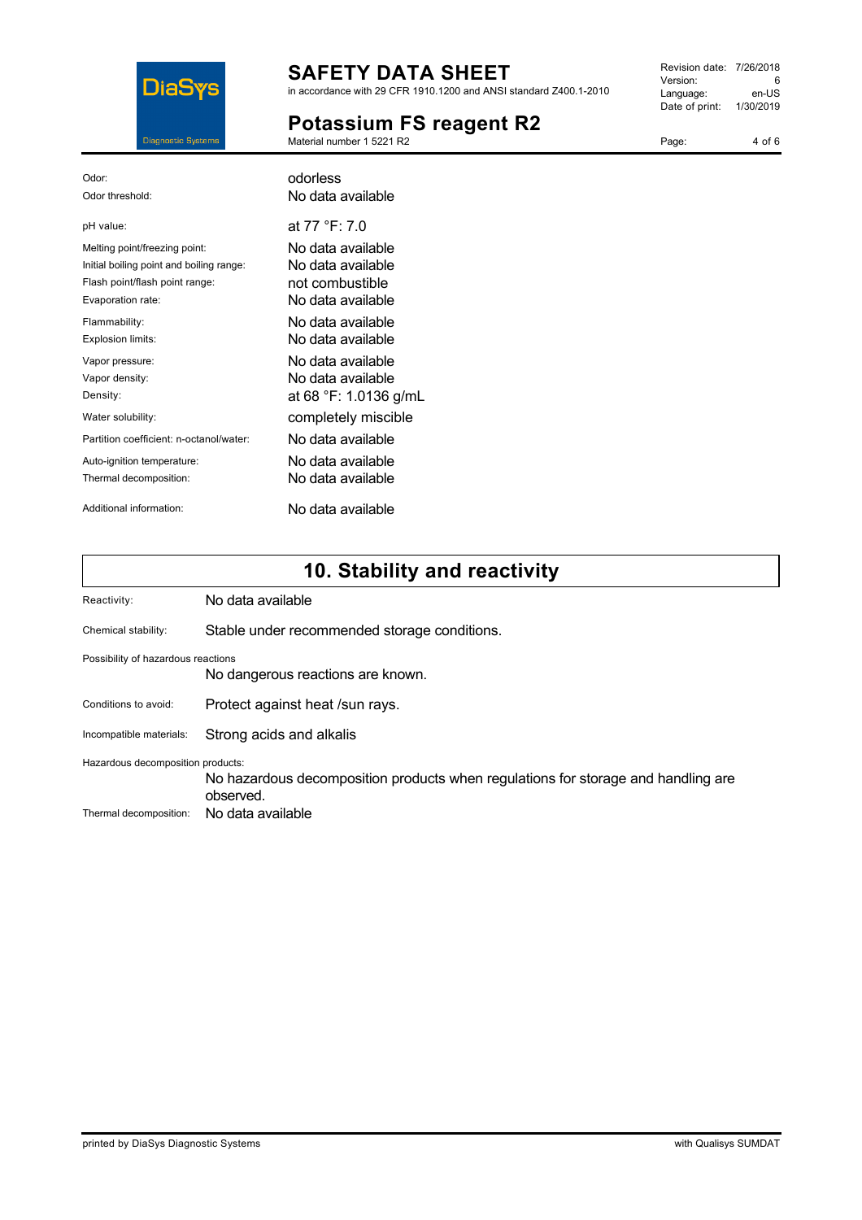| | |
|---|---|
| Odor: | odorless |
| Odor threshold: | No data available |
| pH value: | at 77 °F: 7.0 |
| Melting point/freezing point: | No data available |
| Initial boiling point and boiling range: | No data available |
| Flash point/flash point range: | not combustible |
| Evaporation rate: | No data available |
| Flammability: | No data available |
| Explosion limits: | No data available |
| Vapor pressure: | No data available |
| Vapor density: | No data available |
| Density: | at 68 °F: 1.0136 g/mL |
| Water solubility: | completely miscible |
| Partition coefficient: n-octanol/water: | No data available |
| Auto-ignition temperature: | No data available |
| Thermal decomposition: | No data available |
| Additional information: | No data available |

## 10. Stability and reactivity

Reactivity: No data available

Chemical stability: Stable under recommended storage conditions.

Possibility of hazardous reactions
No dangerous reactions are known.

Conditions to avoid: Protect against heat /sun rays.

Incompatible materials: Strong acids and alkalis

Hazardous decomposition products:
No hazardous decomposition products when regulations for storage and handling are observed.

Thermal decomposition: No data available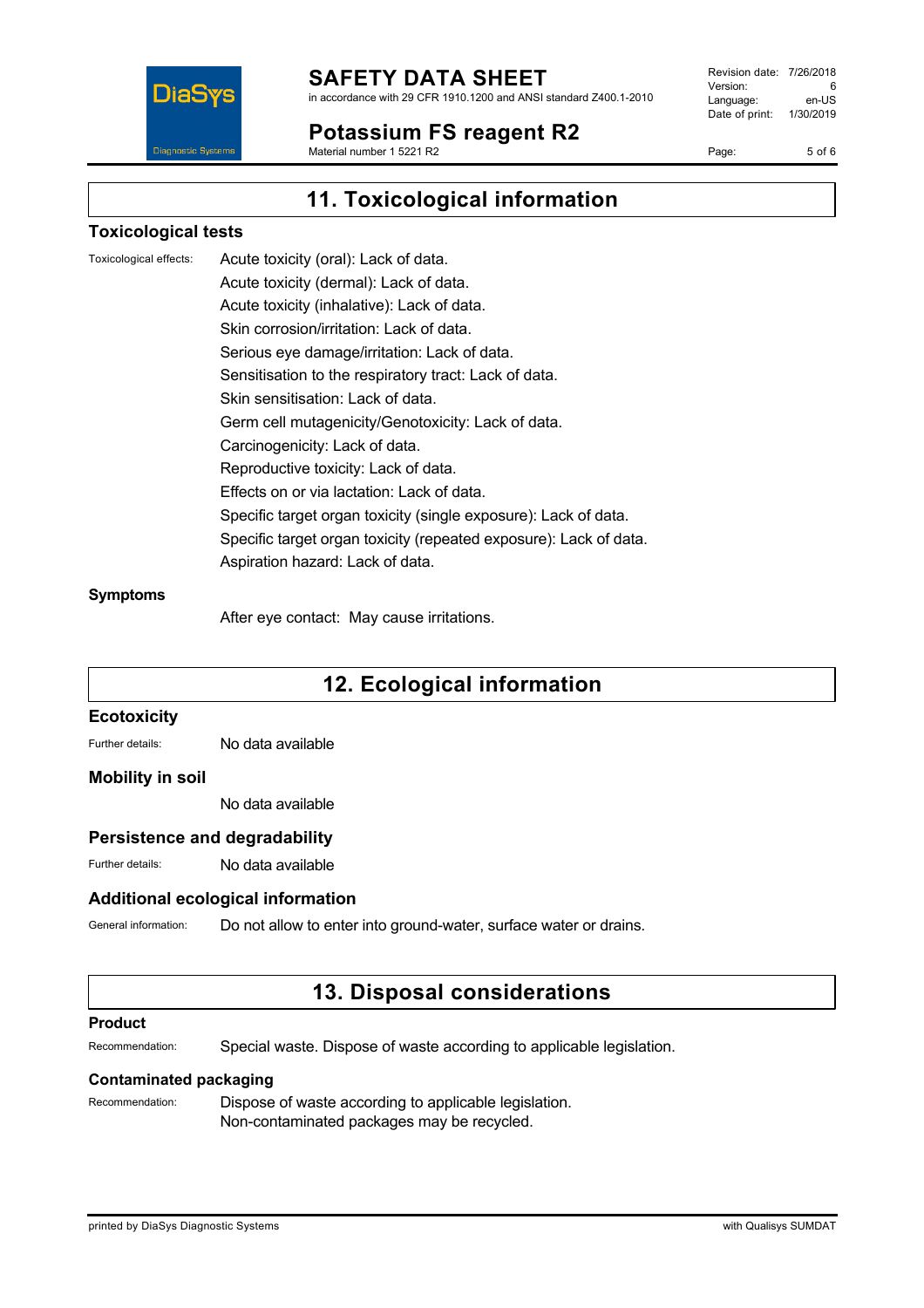## 11. Toxicological information

### Toxicological tests

Toxicological effects:

Acute toxicity (oral): Lack of data.
Acute toxicity (dermal): Lack of data.
Acute toxicity (inhalative): Lack of data.
Skin corrosion/irritation: Lack of data.
Serious eye damage/irritation: Lack of data.
Sensitisation to the respiratory tract: Lack of data.
Skin sensitisation: Lack of data.
Germ cell mutagenicity/Genotoxicity: Lack of data.
Carcinogenicity: Lack of data.
Reproductive toxicity: Lack of data.
Effects on or via lactation: Lack of data.
Specific target organ toxicity (single exposure): Lack of data.
Specific target organ toxicity (repeated exposure): Lack of data.
Aspiration hazard: Lack of data.

### Symptoms

After eye contact: May cause irritations.

## 12. Ecological information

### Ecotoxicity

Further details: No data available

### Mobility in soil

No data available

### Persistence and degradability

Further details: No data available

### Additional ecological information

General information: Do not allow to enter into ground-water, surface water or drains.

## 13. Disposal considerations

### Product

Recommendation: Special waste. Dispose of waste according to applicable legislation.

### Contaminated packaging

Recommendation: Dispose of waste according to applicable legislation.
Non-contaminated packages may be recycled.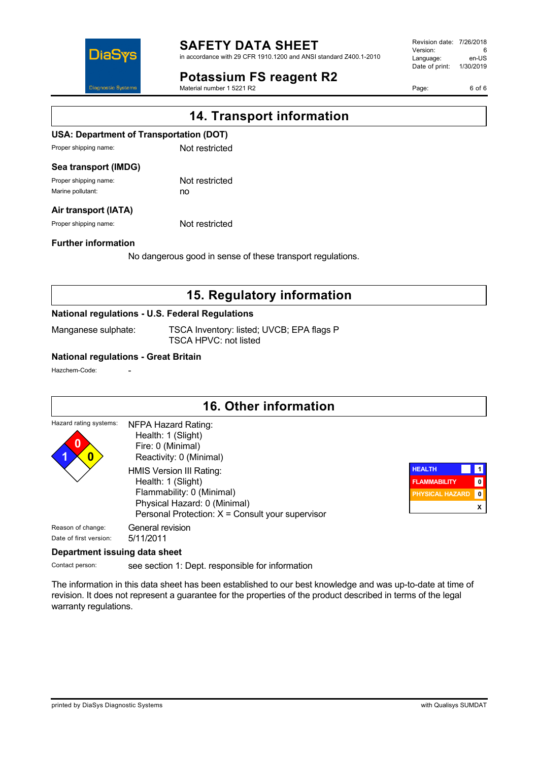## 14. Transport information

### USA: Department of Transportation (DOT)

Proper shipping name: Not restricted

### Sea transport (IMDG)

Proper shipping name: Not restricted

Marine pollutant: no

### Air transport (IATA)

Proper shipping name: Not restricted

### Further information

No dangerous good in sense of these transport regulations.

## 15. Regulatory information

### National regulations - U.S. Federal Regulations

Manganese sulphate: TSCA Inventory: listed; UVCB; EPA flags P
TSCA HPVC: not listed

### National regulations - Great Britain

Hazchem-Code: -

## 16. Other information

Hazard rating systems:

NFPA Hazard Rating:
- Health: 1 (Slight)
- Fire: 0 (Minimal)
- Reactivity: 0 (Minimal)

HMIS Version III Rating:
- Health: 1 (Slight)
- Flammability: 0 (Minimal)
- Physical Hazard: 0 (Minimal)
- Personal Protection: X = Consult your supervisor

| | |
|---|---|
| HEALTH | 1 |
| FLAMMABILITY | 0 |
| PHYSICAL HAZARD | 0 |
| | X |

Reason of change: General revision

Date of first version: 5/11/2011

### Department issuing data sheet

Contact person: see section 1: Dept. responsible for information

The information in this data sheet has been established to our best knowledge and was up-to-date at time of revision. It does not represent a guarantee for the properties of the product described in terms of the legal warranty regulations.